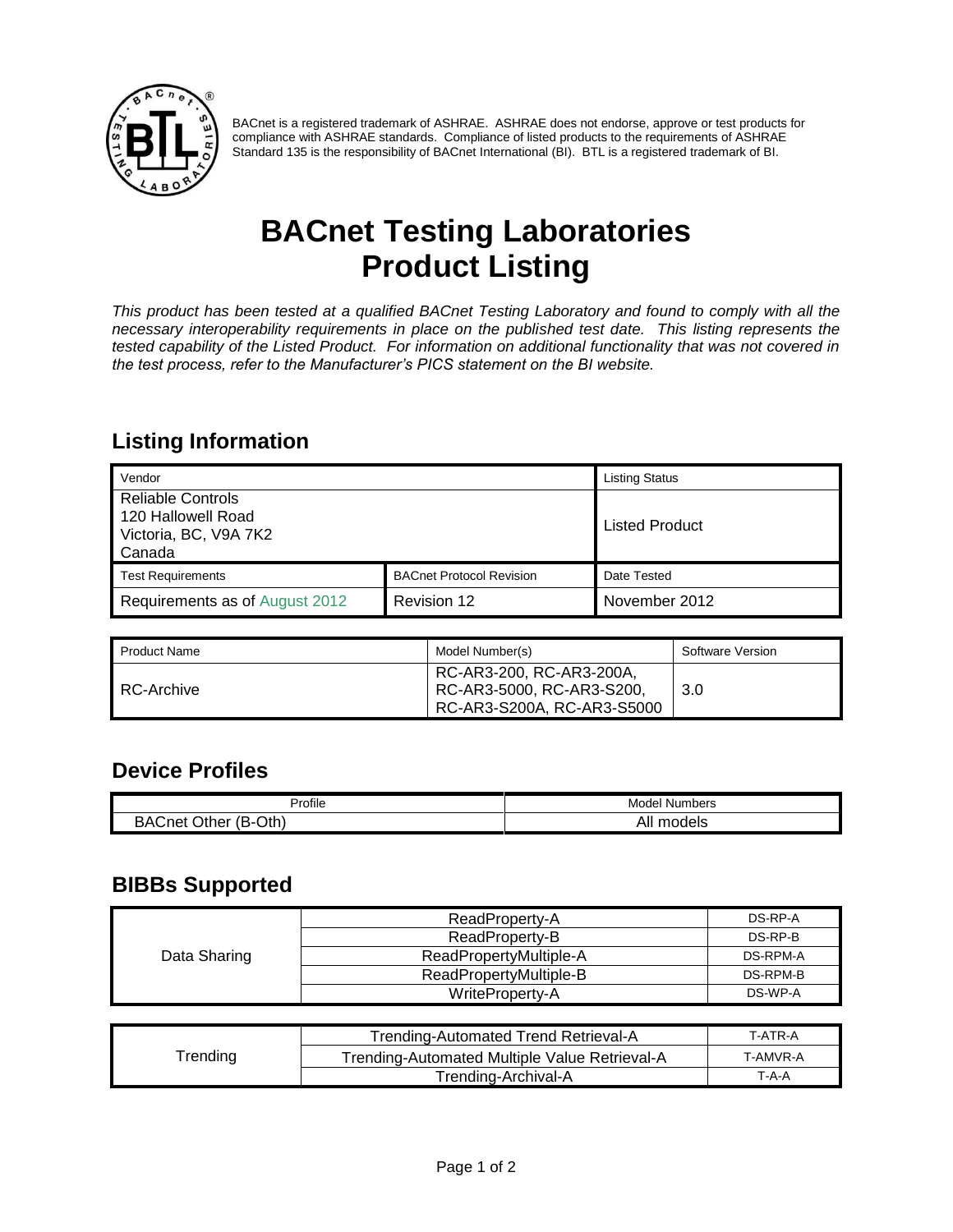BACnet is a registered trademark of ASHRAE. ASHRAE does not endorse, approve or test products for compliance with ASHRAE standards. Compliance of listed products to the requirements of ASHRAE Standard 135 is the responsibility of BACnet International (BI). BTL is a registered trademark of BI.

# BACnet Testing Laboratories Product Listing

*This product has been tested at a qualified BACnet Testing Laboratory and found to comply with all the necessary interoperability requirements in place on the published test date. This listing represents the tested capability of the Listed Product. For information on additional functionality that was not covered in the test process, refer to the Manufacturer's PICS statement on the BI website.*

## Listing Information

| Vendor | | Listing Status |
|---|---|---|
| Reliable Controls<br>120 Hallowell Road<br>Victoria, BC, V9A 7K2<br>Canada | | Listed Product |
| **Test Requirements** | **BACnet Protocol Revision** | **Date Tested** |
| Requirements as of August 2012 | Revision 12 | November 2012 |

| Product Name | Model Number(s) | Software Version |
|---|---|---|
| RC-Archive | RC-AR3-200, RC-AR3-200A, RC-AR3-5000, RC-AR3-S200, RC-AR3-S200A, RC-AR3-S5000 | 3.0 |

## Device Profiles

| Profile | Model Numbers |
|---|---|
| BACnet Other (B-Oth) | All models |

## BIBBs Supported

| | | |
|---|---|---|
| Data Sharing | ReadProperty-A | DS-RP-A |
| | ReadProperty-B | DS-RP-B |
| | ReadPropertyMultiple-A | DS-RPM-A |
| | ReadPropertyMultiple-B | DS-RPM-B |
| | WriteProperty-A | DS-WP-A |

| | | |
|---|---|---|
| Trending | Trending-Automated Trend Retrieval-A | T-ATR-A |
| | Trending-Automated Multiple Value Retrieval-A | T-AMVR-A |
| | Trending-Archival-A | T-A-A |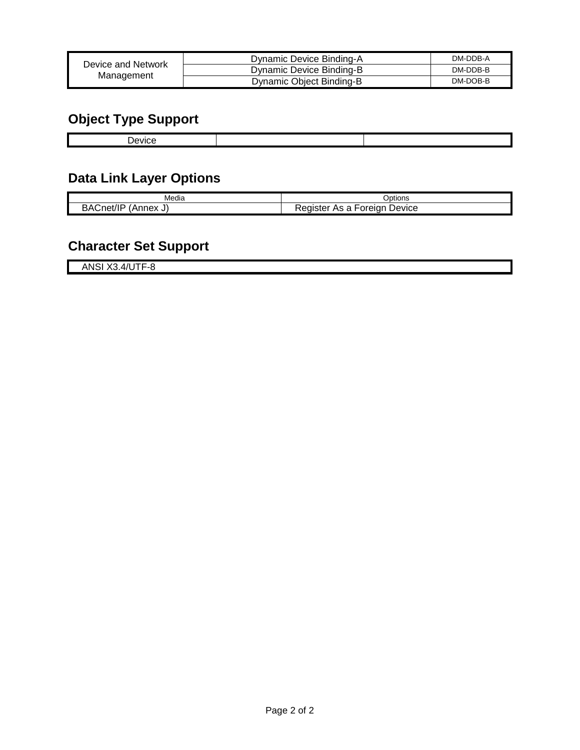| | | |
|---|---|---|
| Device and Network Management | Dynamic Device Binding-A | DM-DDB-A |
| | Dynamic Device Binding-B | DM-DDB-B |
| | Dynamic Object Binding-B | DM-DOB-B |

## Object Type Support

| | | |
|---|---|---|
| Device | | |

## Data Link Layer Options

| Media | Options |
|---|---|
| BACnet/IP (Annex J) | Register As a Foreign Device |

## Character Set Support

| |
|---|
| ANSI X3.4/UTF-8 |